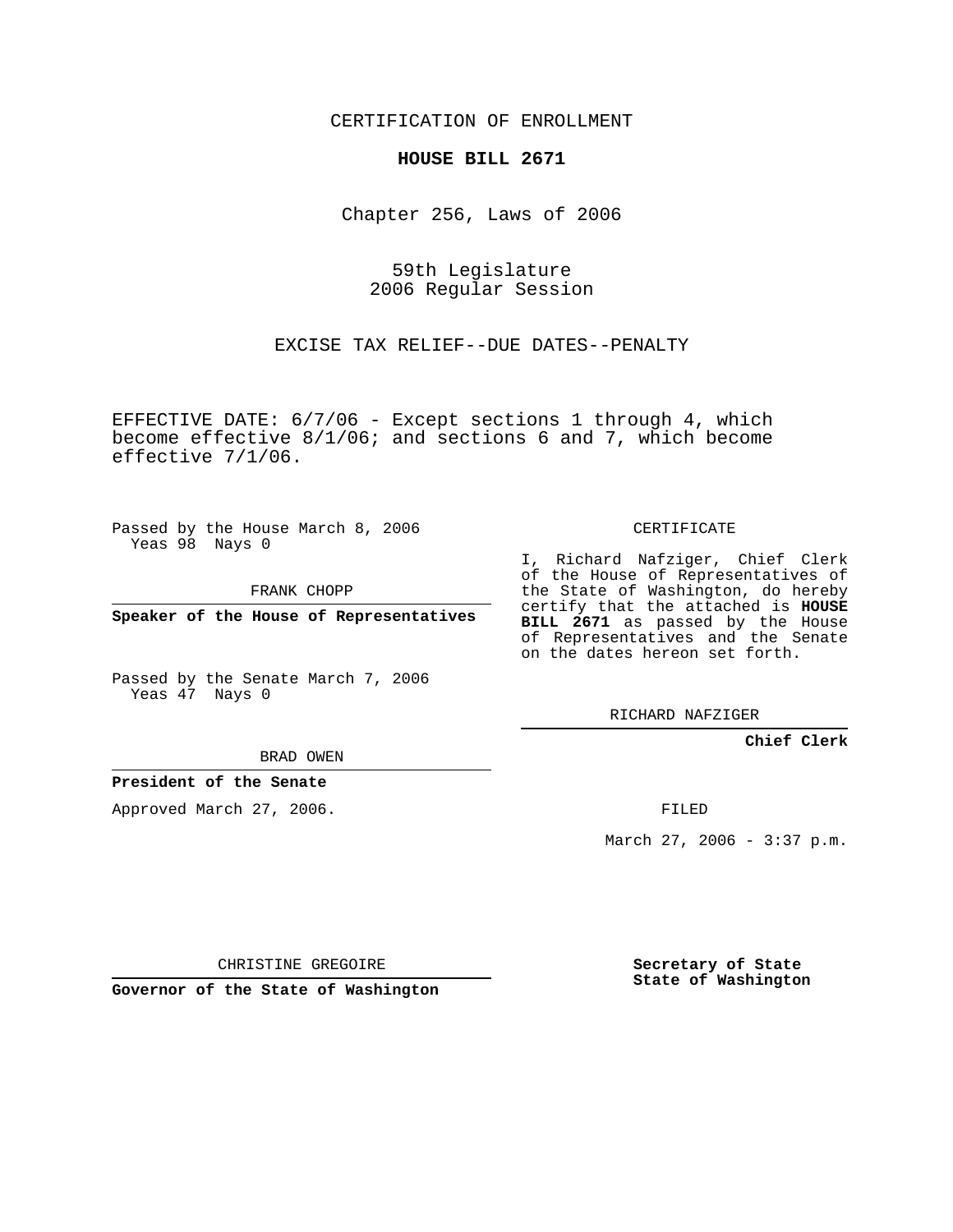CERTIFICATION OF ENROLLMENT

**HOUSE BILL 2671**

Chapter 256, Laws of 2006

59th Legislature
2006 Regular Session

EXCISE TAX RELIEF--DUE DATES--PENALTY

EFFECTIVE DATE: 6/7/06 - Except sections 1 through 4, which become effective 8/1/06; and sections 6 and 7, which become effective 7/1/06.

Passed by the House March 8, 2006
Yeas 98 Nays 0

FRANK CHOPP

**Speaker of the House of Representatives**

Passed by the Senate March 7, 2006
Yeas 47 Nays 0

BRAD OWEN

**President of the Senate**

Approved March 27, 2006.

CHRISTINE GREGOIRE

**Governor of the State of Washington**

CERTIFICATE

I, Richard Nafziger, Chief Clerk of the House of Representatives of the State of Washington, do hereby certify that the attached is **HOUSE BILL 2671** as passed by the House of Representatives and the Senate on the dates hereon set forth.

RICHARD NAFZIGER

**Chief Clerk**

FILED

March 27, 2006 - 3:37 p.m.

**Secretary of State**
**State of Washington**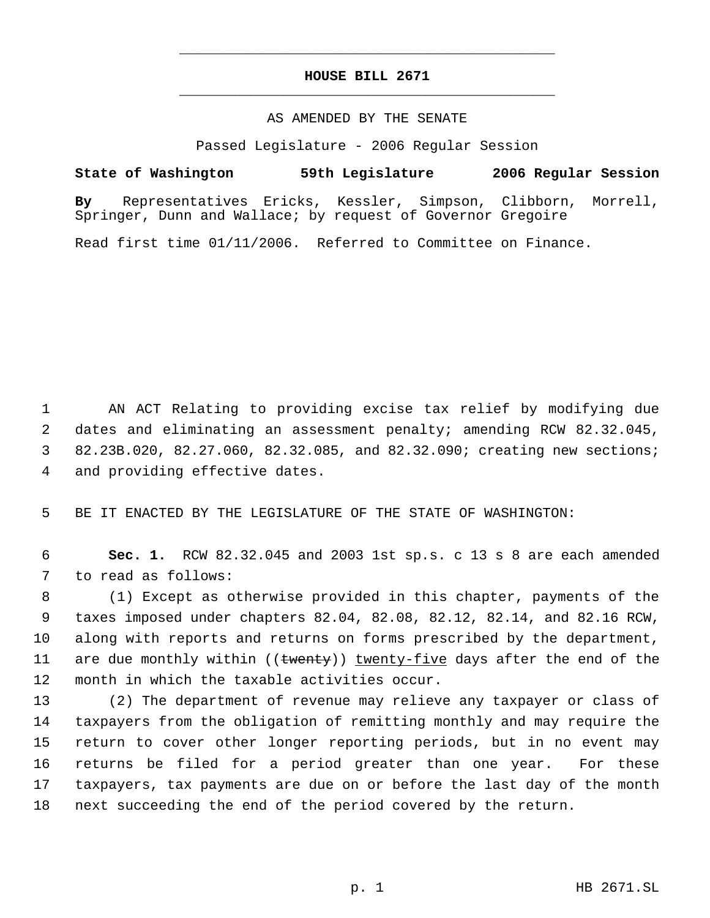# HOUSE BILL 2671

AS AMENDED BY THE SENATE

Passed Legislature - 2006 Regular Session

**State of Washington 59th Legislature 2006 Regular Session**

**By** Representatives Ericks, Kessler, Simpson, Clibborn, Morrell, Springer, Dunn and Wallace; by request of Governor Gregoire

Read first time 01/11/2006. Referred to Committee on Finance.

AN ACT Relating to providing excise tax relief by modifying due dates and eliminating an assessment penalty; amending RCW 82.32.045, 82.23B.020, 82.27.060, 82.32.085, and 82.32.090; creating new sections; and providing effective dates.

BE IT ENACTED BY THE LEGISLATURE OF THE STATE OF WASHINGTON:

**Sec. 1.** RCW 82.32.045 and 2003 1st sp.s. c 13 s 8 are each amended to read as follows:

(1) Except as otherwise provided in this chapter, payments of the taxes imposed under chapters 82.04, 82.08, 82.12, 82.14, and 82.16 RCW, along with reports and returns on forms prescribed by the department, are due monthly within ((~~twenty~~)) <u>twenty-five</u> days after the end of the month in which the taxable activities occur.

(2) The department of revenue may relieve any taxpayer or class of taxpayers from the obligation of remitting monthly and may require the return to cover other longer reporting periods, but in no event may returns be filed for a period greater than one year. For these taxpayers, tax payments are due on or before the last day of the month next succeeding the end of the period covered by the return.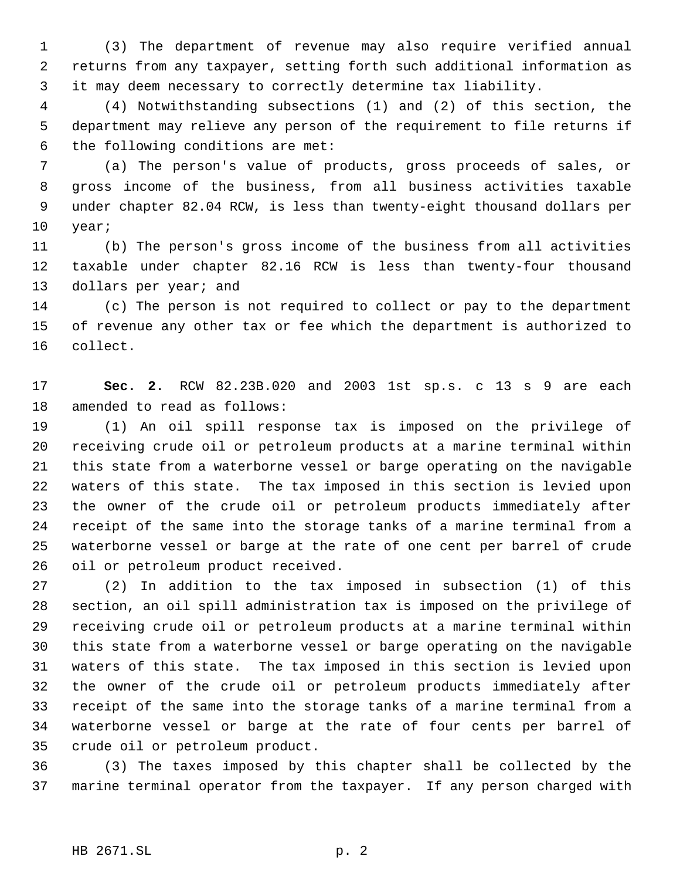(3) The department of revenue may also require verified annual returns from any taxpayer, setting forth such additional information as it may deem necessary to correctly determine tax liability.

(4) Notwithstanding subsections (1) and (2) of this section, the department may relieve any person of the requirement to file returns if the following conditions are met:

(a) The person's value of products, gross proceeds of sales, or gross income of the business, from all business activities taxable under chapter 82.04 RCW, is less than twenty-eight thousand dollars per year;

(b) The person's gross income of the business from all activities taxable under chapter 82.16 RCW is less than twenty-four thousand dollars per year; and

(c) The person is not required to collect or pay to the department of revenue any other tax or fee which the department is authorized to collect.

**Sec. 2.** RCW 82.23B.020 and 2003 1st sp.s. c 13 s 9 are each amended to read as follows:

(1) An oil spill response tax is imposed on the privilege of receiving crude oil or petroleum products at a marine terminal within this state from a waterborne vessel or barge operating on the navigable waters of this state. The tax imposed in this section is levied upon the owner of the crude oil or petroleum products immediately after receipt of the same into the storage tanks of a marine terminal from a waterborne vessel or barge at the rate of one cent per barrel of crude oil or petroleum product received.

(2) In addition to the tax imposed in subsection (1) of this section, an oil spill administration tax is imposed on the privilege of receiving crude oil or petroleum products at a marine terminal within this state from a waterborne vessel or barge operating on the navigable waters of this state. The tax imposed in this section is levied upon the owner of the crude oil or petroleum products immediately after receipt of the same into the storage tanks of a marine terminal from a waterborne vessel or barge at the rate of four cents per barrel of crude oil or petroleum product.

(3) The taxes imposed by this chapter shall be collected by the marine terminal operator from the taxpayer. If any person charged with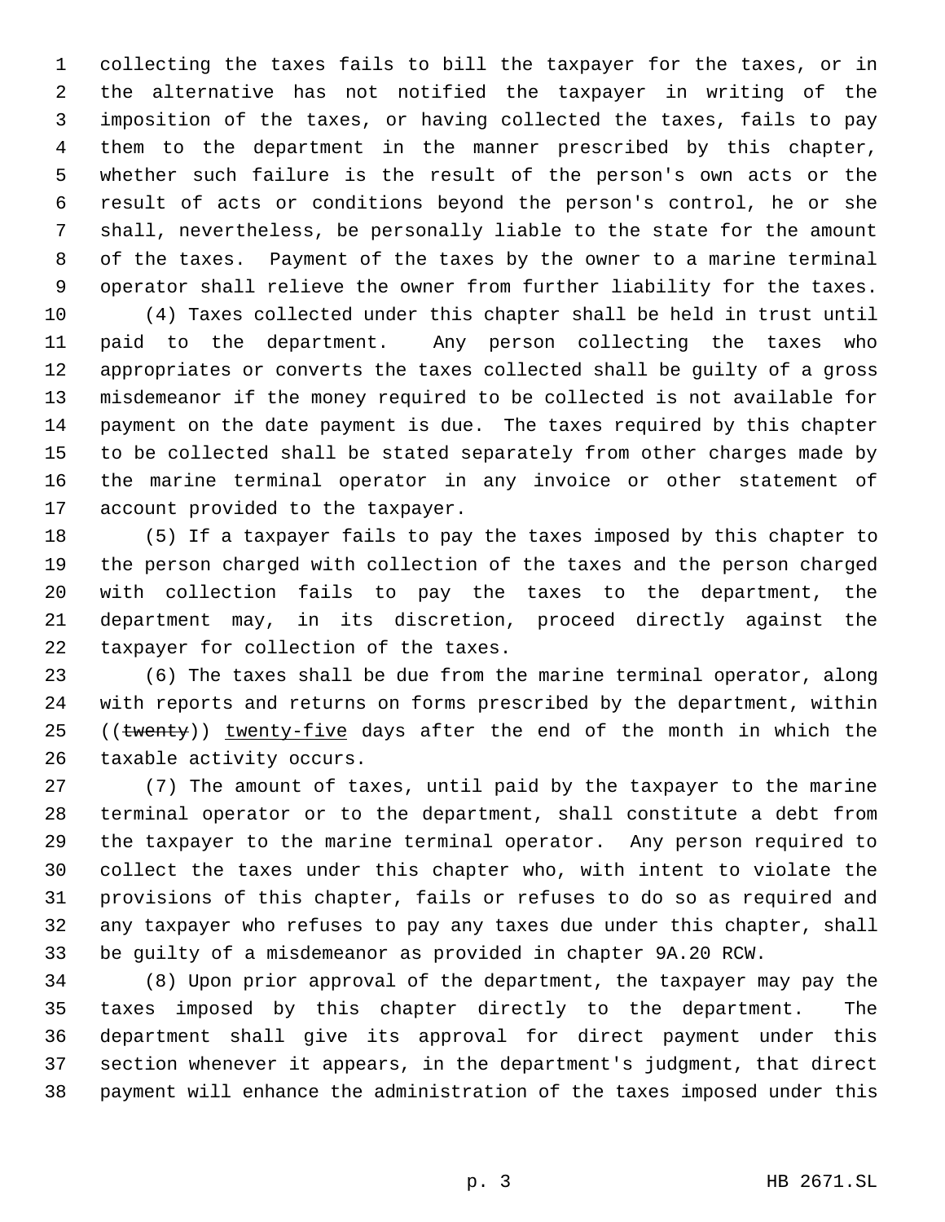collecting the taxes fails to bill the taxpayer for the taxes, or in the alternative has not notified the taxpayer in writing of the imposition of the taxes, or having collected the taxes, fails to pay them to the department in the manner prescribed by this chapter, whether such failure is the result of the person's own acts or the result of acts or conditions beyond the person's control, he or she shall, nevertheless, be personally liable to the state for the amount of the taxes. Payment of the taxes by the owner to a marine terminal operator shall relieve the owner from further liability for the taxes.

(4) Taxes collected under this chapter shall be held in trust until paid to the department. Any person collecting the taxes who appropriates or converts the taxes collected shall be guilty of a gross misdemeanor if the money required to be collected is not available for payment on the date payment is due. The taxes required by this chapter to be collected shall be stated separately from other charges made by the marine terminal operator in any invoice or other statement of account provided to the taxpayer.

(5) If a taxpayer fails to pay the taxes imposed by this chapter to the person charged with collection of the taxes and the person charged with collection fails to pay the taxes to the department, the department may, in its discretion, proceed directly against the taxpayer for collection of the taxes.

(6) The taxes shall be due from the marine terminal operator, along with reports and returns on forms prescribed by the department, within ((~~twenty~~)) <u>twenty-five</u> days after the end of the month in which the taxable activity occurs.

(7) The amount of taxes, until paid by the taxpayer to the marine terminal operator or to the department, shall constitute a debt from the taxpayer to the marine terminal operator. Any person required to collect the taxes under this chapter who, with intent to violate the provisions of this chapter, fails or refuses to do so as required and any taxpayer who refuses to pay any taxes due under this chapter, shall be guilty of a misdemeanor as provided in chapter 9A.20 RCW.

(8) Upon prior approval of the department, the taxpayer may pay the taxes imposed by this chapter directly to the department. The department shall give its approval for direct payment under this section whenever it appears, in the department's judgment, that direct payment will enhance the administration of the taxes imposed under this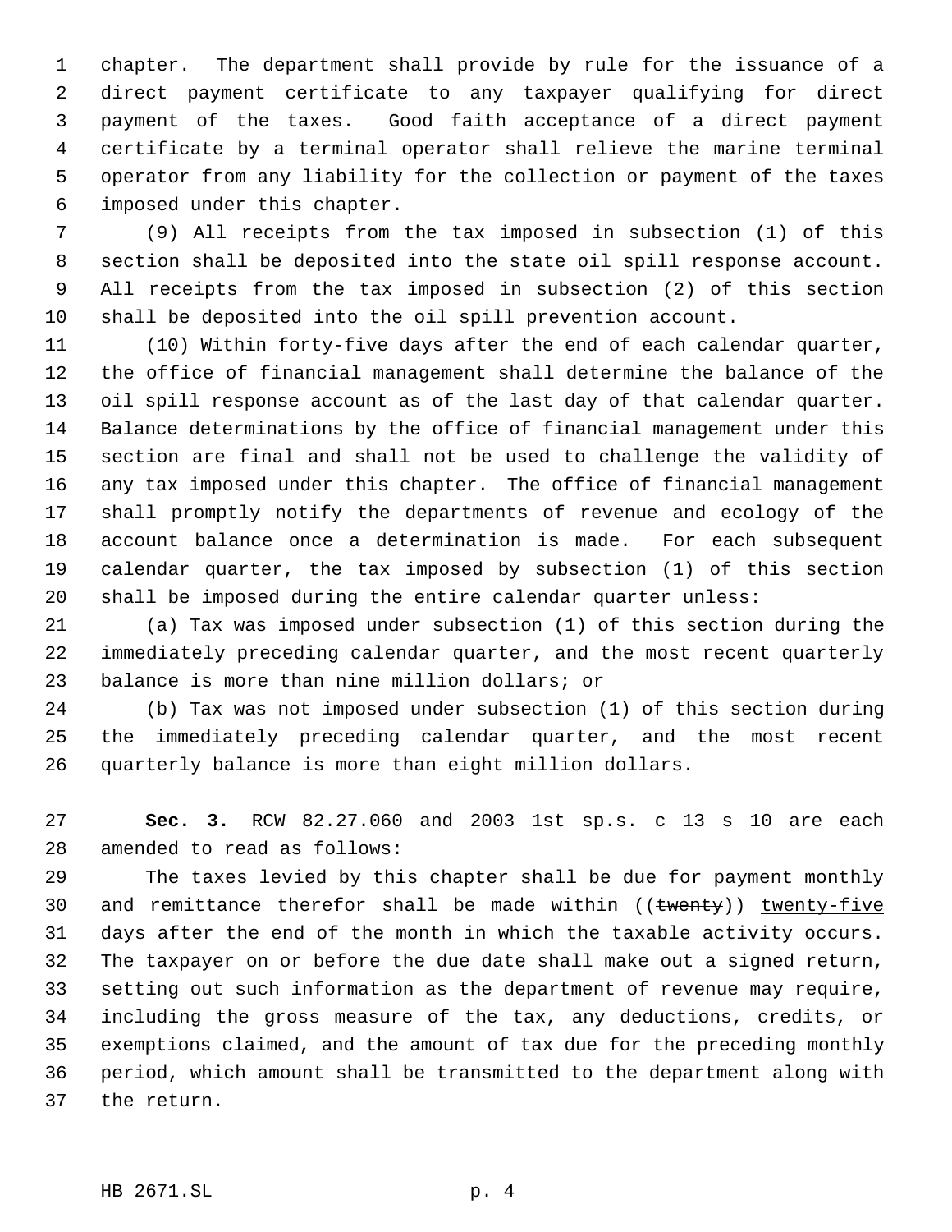chapter. The department shall provide by rule for the issuance of a direct payment certificate to any taxpayer qualifying for direct payment of the taxes. Good faith acceptance of a direct payment certificate by a terminal operator shall relieve the marine terminal operator from any liability for the collection or payment of the taxes imposed under this chapter.

(9) All receipts from the tax imposed in subsection (1) of this section shall be deposited into the state oil spill response account. All receipts from the tax imposed in subsection (2) of this section shall be deposited into the oil spill prevention account.

(10) Within forty-five days after the end of each calendar quarter, the office of financial management shall determine the balance of the oil spill response account as of the last day of that calendar quarter. Balance determinations by the office of financial management under this section are final and shall not be used to challenge the validity of any tax imposed under this chapter. The office of financial management shall promptly notify the departments of revenue and ecology of the account balance once a determination is made. For each subsequent calendar quarter, the tax imposed by subsection (1) of this section shall be imposed during the entire calendar quarter unless:

(a) Tax was imposed under subsection (1) of this section during the immediately preceding calendar quarter, and the most recent quarterly balance is more than nine million dollars; or

(b) Tax was not imposed under subsection (1) of this section during the immediately preceding calendar quarter, and the most recent quarterly balance is more than eight million dollars.

**Sec. 3.** RCW 82.27.060 and 2003 1st sp.s. c 13 s 10 are each amended to read as follows:

The taxes levied by this chapter shall be due for payment monthly and remittance therefor shall be made within ((~~twenty~~)) <u>twenty-five</u> days after the end of the month in which the taxable activity occurs. The taxpayer on or before the due date shall make out a signed return, setting out such information as the department of revenue may require, including the gross measure of the tax, any deductions, credits, or exemptions claimed, and the amount of tax due for the preceding monthly period, which amount shall be transmitted to the department along with the return.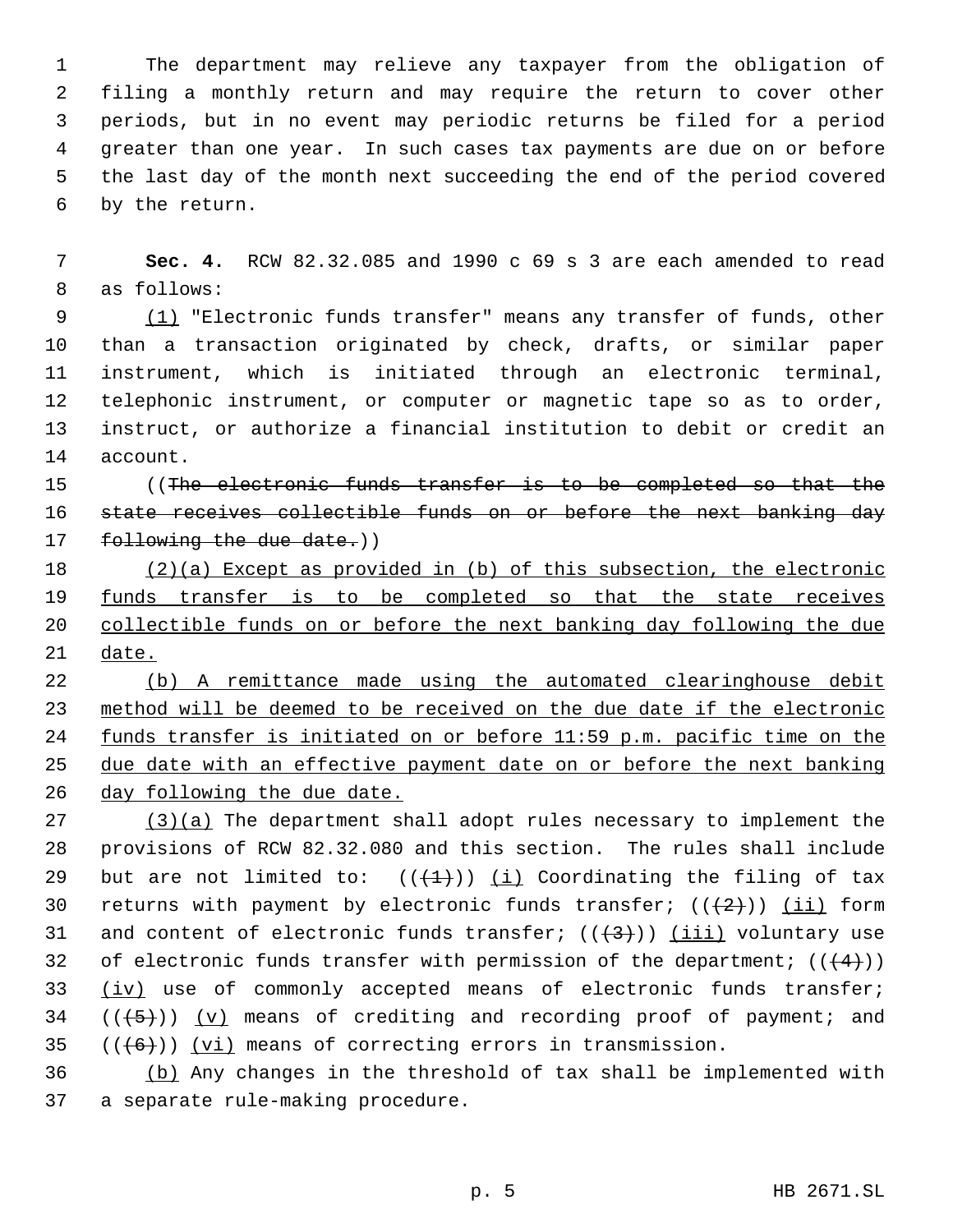The department may relieve any taxpayer from the obligation of filing a monthly return and may require the return to cover other periods, but in no event may periodic returns be filed for a period greater than one year. In such cases tax payments are due on or before the last day of the month next succeeding the end of the period covered by the return.

**Sec. 4.** RCW 82.32.085 and 1990 c 69 s 3 are each amended to read as follows:

(1) "Electronic funds transfer" means any transfer of funds, other than a transaction originated by check, drafts, or similar paper instrument, which is initiated through an electronic terminal, telephonic instrument, or computer or magnetic tape so as to order, instruct, or authorize a financial institution to debit or credit an account.

((~~The electronic funds transfer is to be completed so that the state receives collectible funds on or before the next banking day following the due date.~~))

(2)(a) Except as provided in (b) of this subsection, the electronic funds transfer is to be completed so that the state receives collectible funds on or before the next banking day following the due date.

(b) A remittance made using the automated clearinghouse debit method will be deemed to be received on the due date if the electronic funds transfer is initiated on or before 11:59 p.m. pacific time on the due date with an effective payment date on or before the next banking day following the due date.

(3)(a) The department shall adopt rules necessary to implement the provisions of RCW 82.32.080 and this section. The rules shall include but are not limited to: ((~~(1)~~)) (i) Coordinating the filing of tax returns with payment by electronic funds transfer; ((~~(2)~~)) (ii) form and content of electronic funds transfer; ((~~(3)~~)) (iii) voluntary use of electronic funds transfer with permission of the department; ((~~(4)~~)) (iv) use of commonly accepted means of electronic funds transfer; ((~~(5)~~)) (v) means of crediting and recording proof of payment; and ((~~(6)~~)) (vi) means of correcting errors in transmission.

(b) Any changes in the threshold of tax shall be implemented with a separate rule-making procedure.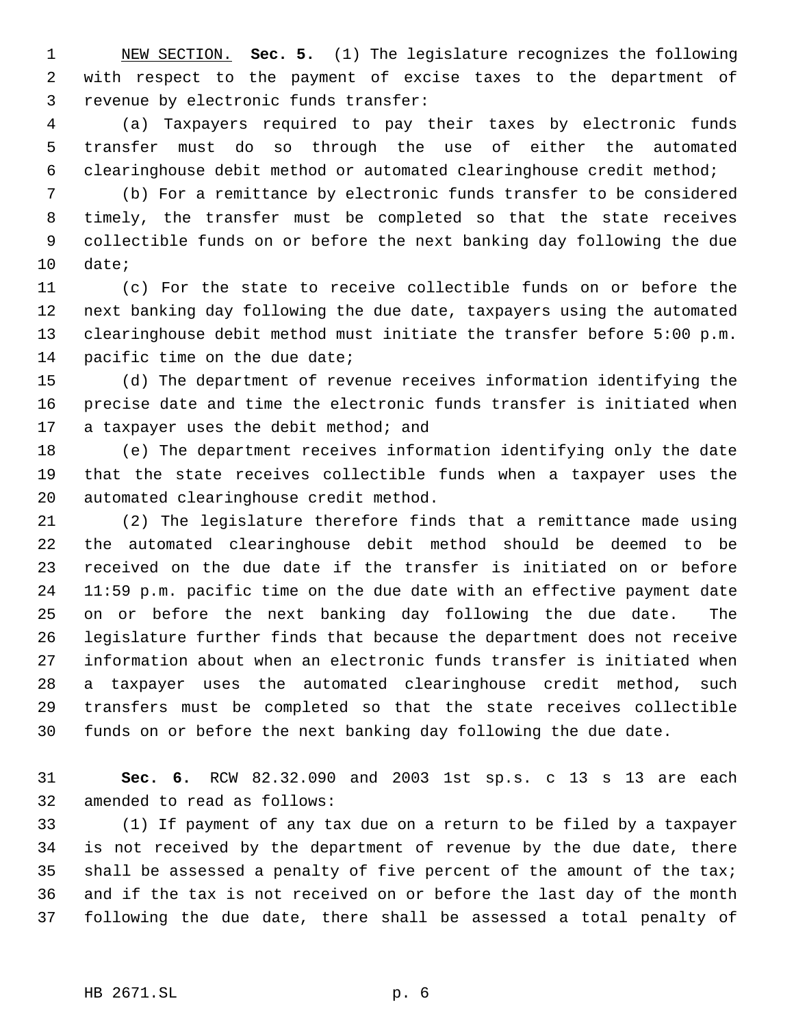NEW SECTION. **Sec. 5.** (1) The legislature recognizes the following with respect to the payment of excise taxes to the department of revenue by electronic funds transfer:

(a) Taxpayers required to pay their taxes by electronic funds transfer must do so through the use of either the automated clearinghouse debit method or automated clearinghouse credit method;

(b) For a remittance by electronic funds transfer to be considered timely, the transfer must be completed so that the state receives collectible funds on or before the next banking day following the due date;

(c) For the state to receive collectible funds on or before the next banking day following the due date, taxpayers using the automated clearinghouse debit method must initiate the transfer before 5:00 p.m. pacific time on the due date;

(d) The department of revenue receives information identifying the precise date and time the electronic funds transfer is initiated when a taxpayer uses the debit method; and

(e) The department receives information identifying only the date that the state receives collectible funds when a taxpayer uses the automated clearinghouse credit method.

(2) The legislature therefore finds that a remittance made using the automated clearinghouse debit method should be deemed to be received on the due date if the transfer is initiated on or before 11:59 p.m. pacific time on the due date with an effective payment date on or before the next banking day following the due date. The legislature further finds that because the department does not receive information about when an electronic funds transfer is initiated when a taxpayer uses the automated clearinghouse credit method, such transfers must be completed so that the state receives collectible funds on or before the next banking day following the due date.

**Sec. 6.** RCW 82.32.090 and 2003 1st sp.s. c 13 s 13 are each amended to read as follows:

(1) If payment of any tax due on a return to be filed by a taxpayer is not received by the department of revenue by the due date, there shall be assessed a penalty of five percent of the amount of the tax; and if the tax is not received on or before the last day of the month following the due date, there shall be assessed a total penalty of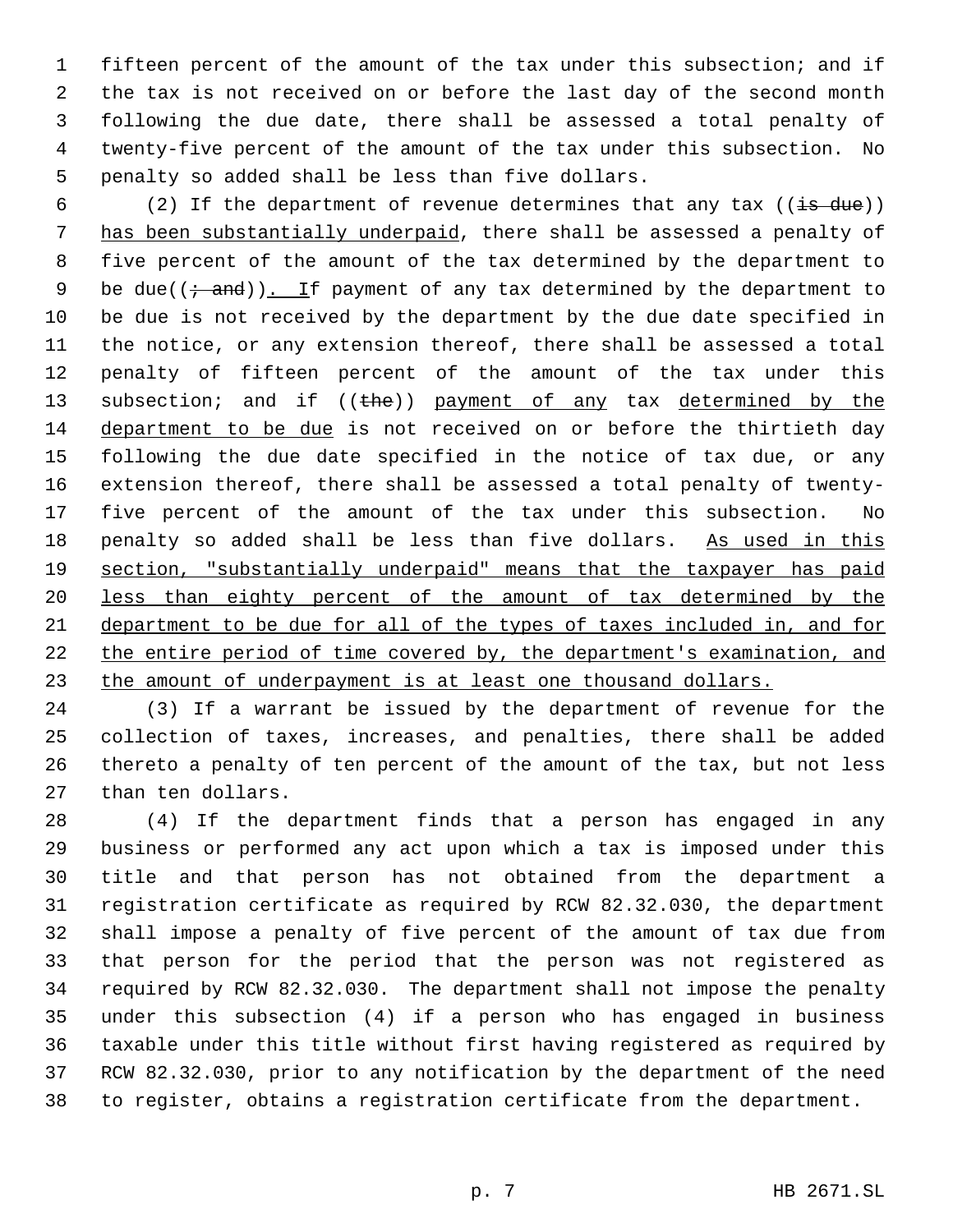fifteen percent of the amount of the tax under this subsection; and if the tax is not received on or before the last day of the second month following the due date, there shall be assessed a total penalty of twenty-five percent of the amount of the tax under this subsection. No penalty so added shall be less than five dollars.

(2) If the department of revenue determines that any tax ((~~is due~~)) <u>has been substantially underpaid</u>, there shall be assessed a penalty of five percent of the amount of the tax determined by the department to be due((~~; and~~))<u>. I</u>f payment of any tax determined by the department to be due is not received by the department by the due date specified in the notice, or any extension thereof, there shall be assessed a total penalty of fifteen percent of the amount of the tax under this subsection; and if ((~~the~~)) <u>payment of any</u> tax <u>determined by the department to be due</u> is not received on or before the thirtieth day following the due date specified in the notice of tax due, or any extension thereof, there shall be assessed a total penalty of twenty-five percent of the amount of the tax under this subsection. No penalty so added shall be less than five dollars. <u>As used in this section, "substantially underpaid" means that the taxpayer has paid less than eighty percent of the amount of tax determined by the department to be due for all of the types of taxes included in, and for the entire period of time covered by, the department's examination, and the amount of underpayment is at least one thousand dollars.</u>

(3) If a warrant be issued by the department of revenue for the collection of taxes, increases, and penalties, there shall be added thereto a penalty of ten percent of the amount of the tax, but not less than ten dollars.

(4) If the department finds that a person has engaged in any business or performed any act upon which a tax is imposed under this title and that person has not obtained from the department a registration certificate as required by RCW 82.32.030, the department shall impose a penalty of five percent of the amount of tax due from that person for the period that the person was not registered as required by RCW 82.32.030. The department shall not impose the penalty under this subsection (4) if a person who has engaged in business taxable under this title without first having registered as required by RCW 82.32.030, prior to any notification by the department of the need to register, obtains a registration certificate from the department.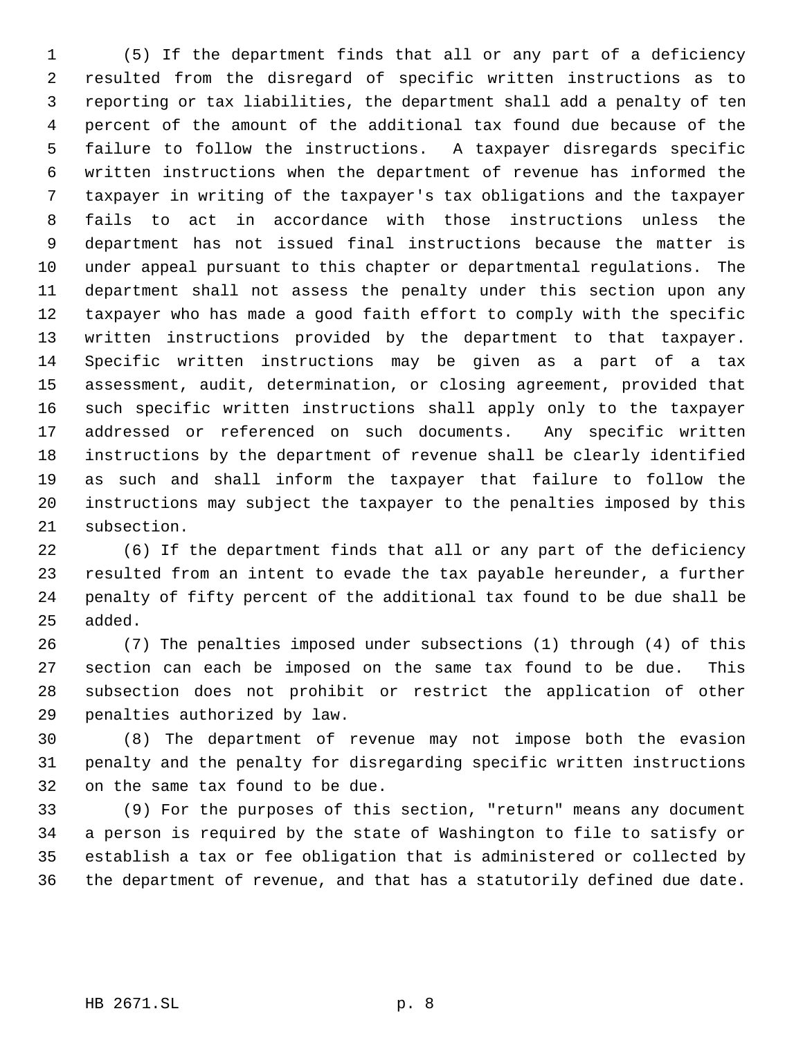(5) If the department finds that all or any part of a deficiency resulted from the disregard of specific written instructions as to reporting or tax liabilities, the department shall add a penalty of ten percent of the amount of the additional tax found due because of the failure to follow the instructions. A taxpayer disregards specific written instructions when the department of revenue has informed the taxpayer in writing of the taxpayer's tax obligations and the taxpayer fails to act in accordance with those instructions unless the department has not issued final instructions because the matter is under appeal pursuant to this chapter or departmental regulations. The department shall not assess the penalty under this section upon any taxpayer who has made a good faith effort to comply with the specific written instructions provided by the department to that taxpayer. Specific written instructions may be given as a part of a tax assessment, audit, determination, or closing agreement, provided that such specific written instructions shall apply only to the taxpayer addressed or referenced on such documents. Any specific written instructions by the department of revenue shall be clearly identified as such and shall inform the taxpayer that failure to follow the instructions may subject the taxpayer to the penalties imposed by this subsection.

(6) If the department finds that all or any part of the deficiency resulted from an intent to evade the tax payable hereunder, a further penalty of fifty percent of the additional tax found to be due shall be added.

(7) The penalties imposed under subsections (1) through (4) of this section can each be imposed on the same tax found to be due. This subsection does not prohibit or restrict the application of other penalties authorized by law.

(8) The department of revenue may not impose both the evasion penalty and the penalty for disregarding specific written instructions on the same tax found to be due.

(9) For the purposes of this section, "return" means any document a person is required by the state of Washington to file to satisfy or establish a tax or fee obligation that is administered or collected by the department of revenue, and that has a statutorily defined due date.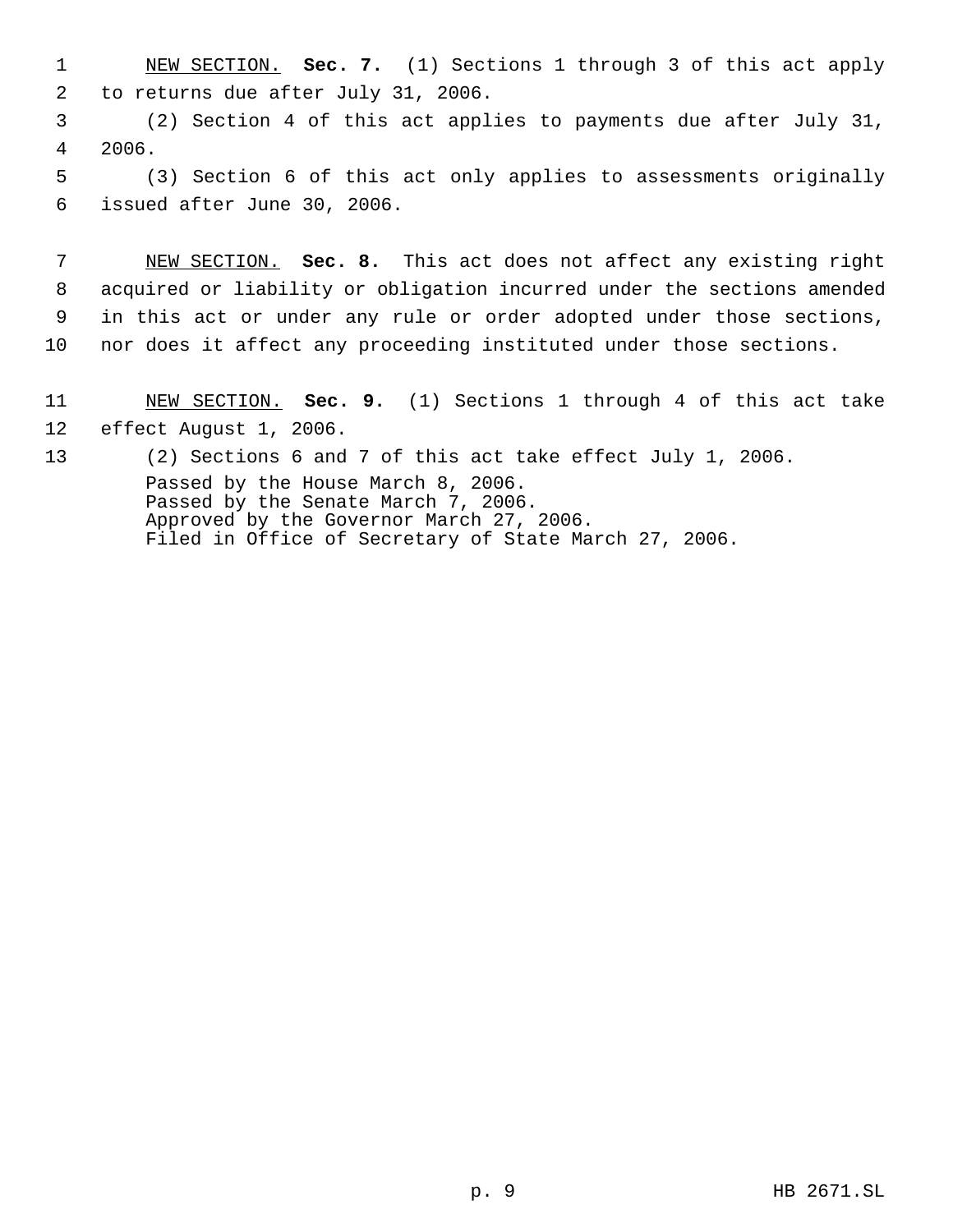NEW SECTION. **Sec. 7.** (1) Sections 1 through 3 of this act apply to returns due after July 31, 2006.

(2) Section 4 of this act applies to payments due after July 31, 2006.

(3) Section 6 of this act only applies to assessments originally issued after June 30, 2006.

NEW SECTION. **Sec. 8.** This act does not affect any existing right acquired or liability or obligation incurred under the sections amended in this act or under any rule or order adopted under those sections, nor does it affect any proceeding instituted under those sections.

NEW SECTION. **Sec. 9.** (1) Sections 1 through 4 of this act take effect August 1, 2006.

(2) Sections 6 and 7 of this act take effect July 1, 2006.

Passed by the House March 8, 2006.
Passed by the Senate March 7, 2006.
Approved by the Governor March 27, 2006.
Filed in Office of Secretary of State March 27, 2006.